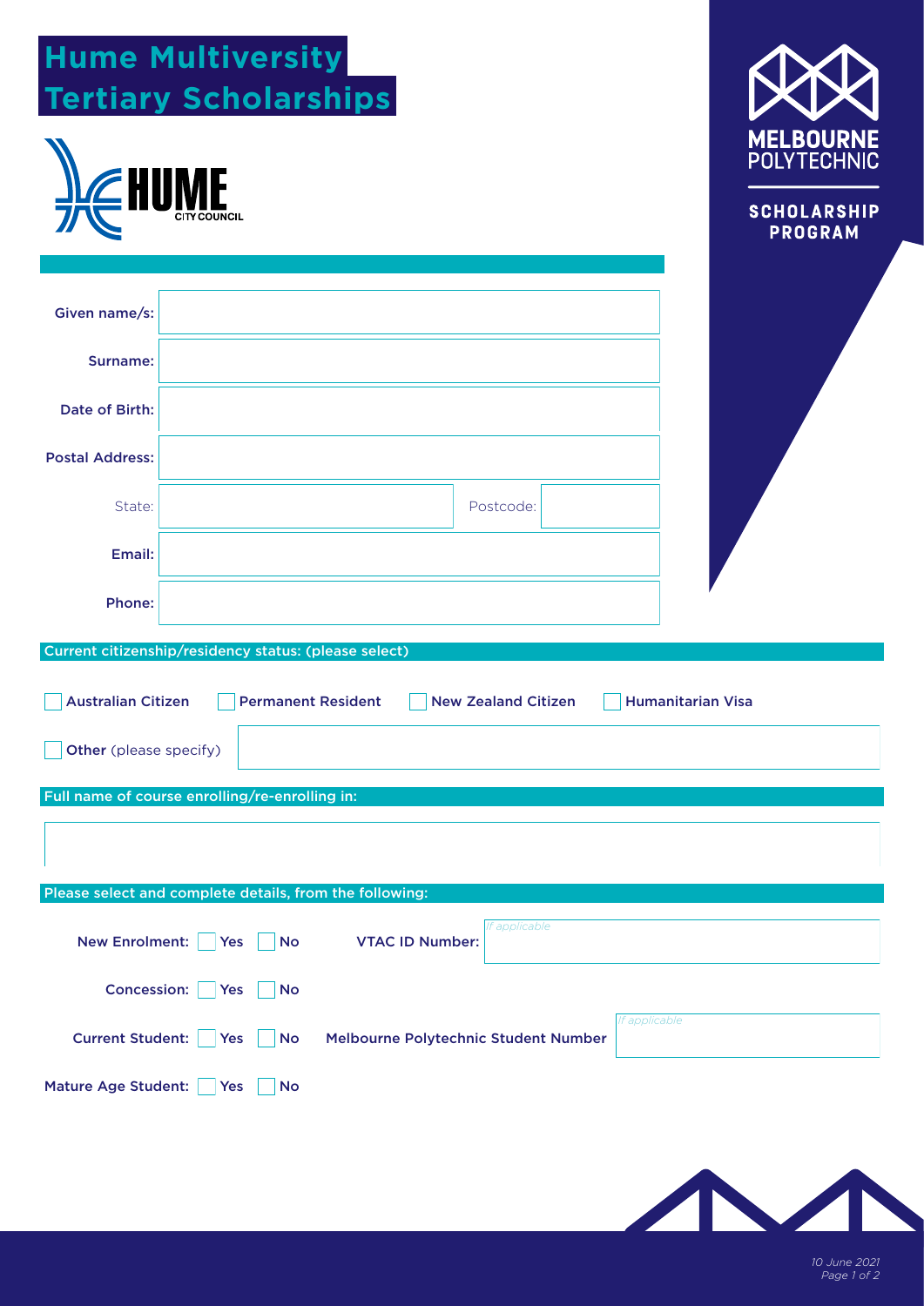# Hume Multiversity Tertiary Scholarships

HUME CITY COUNCIL

MELBOURNE POLYTECHNIC

SCHOLARSHIP PROGRAM

Given name/s:

Surname:

Date of Birth:

Postal Address:

State: Postcode:

Email:

Phone:

**Current citizenship/residency status: (please select)**

☐ Australian Citizen ☐ Permanent Resident ☐ New Zealand Citizen ☐ Humanitarian Visa

☐ **Other** (please specify)

**Full name of course enrolling/re-enrolling in:**

**Please select and complete details, from the following:**

New Enrolment: ☐ Yes ☐ No VTAC ID Number: *If applicable*

Concession: ☐ Yes ☐ No

Current Student: ☐ Yes ☐ No Melbourne Polytechnic Student Number *If applicable*

Mature Age Student: ☐ Yes ☐ No

*10 June 2021*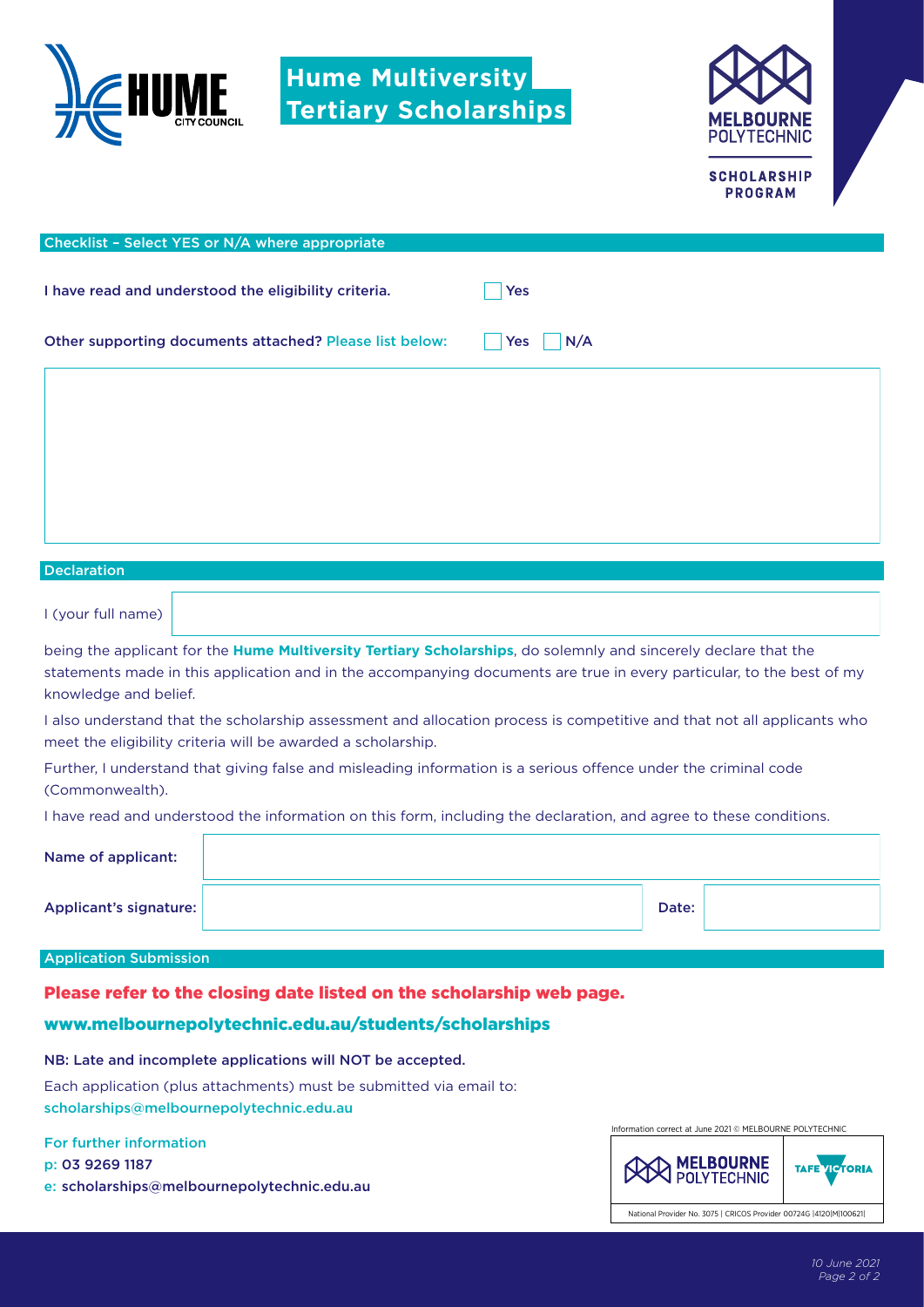# Hume Multiversity Tertiary Scholarships

MELBOURNE POLYTECHNIC

SCHOLARSHIP PROGRAM

## Checklist – Select YES or N/A where appropriate

I have read and understood the eligibility criteria. ☐ Yes

Other supporting documents attached? Please list below: ☐ Yes ☐ N/A

## Declaration

I (your full name) 

being the applicant for the **Hume Multiversity Tertiary Scholarships**, do solemnly and sincerely declare that the statements made in this application and in the accompanying documents are true in every particular, to the best of my knowledge and belief.

I also understand that the scholarship assessment and allocation process is competitive and that not all applicants who meet the eligibility criteria will be awarded a scholarship.

Further, I understand that giving false and misleading information is a serious offence under the criminal code (Commonwealth).

I have read and understood the information on this form, including the declaration, and agree to these conditions.

Name of applicant:

Applicant's signature: Date:

## Application Submission

**Please refer to the closing date listed on the scholarship web page.**

**www.melbournepolytechnic.edu.au/students/scholarships**

NB: Late and incomplete applications will NOT be accepted.

Each application (plus attachments) must be submitted via email to:
scholarships@melbournepolytechnic.edu.au

For further information
p: 03 9269 1187
e: scholarships@melbournepolytechnic.edu.au

Information correct at June 2021 © MELBOURNE POLYTECHNIC

National Provider No. 3075 | CRICOS Provider 00724G |4120|M|100621|

10 June 2021